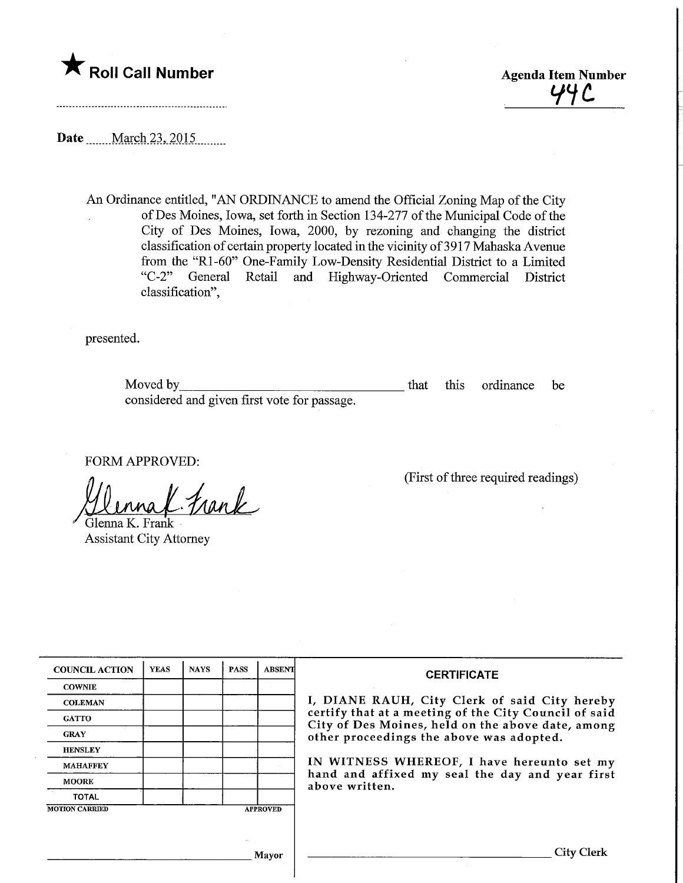★ **Roll Call Number**

**Agenda Item Number**
44C

**Date** March 23, 2015

An Ordinance entitled, "AN ORDINANCE to amend the Official Zoning Map of the City of Des Moines, Iowa, set forth in Section 134-277 of the Municipal Code of the City of Des Moines, Iowa, 2000, by rezoning and changing the district classification of certain property located in the vicinity of 3917 Mahaska Avenue from the "R1-60" One-Family Low-Density Residential District to a Limited "C-2" General Retail and Highway-Oriented Commercial District classification",

presented.

Moved by ______________________ that this ordinance be considered and given first vote for passage.

FORM APPROVED:

Glenna K. Frank
Glenna K. Frank
Assistant City Attorney

(First of three required readings)

| COUNCIL ACTION | YEAS | NAYS | PASS | ABSENT |
|---|---|---|---|---|
| COWNIE | | | | |
| COLEMAN | | | | |
| GATTO | | | | |
| GRAY | | | | |
| HENSLEY | | | | |
| MAHAFFEY | | | | |
| MOORE | | | | |
| TOTAL | | | | |

MOTION CARRIED APPROVED

______________________ Mayor

**CERTIFICATE**

I, DIANE RAUH, City Clerk of said City hereby certify that at a meeting of the City Council of said City of Des Moines, held on the above date, among other proceedings the above was adopted.

IN WITNESS WHEREOF, I have hereunto set my hand and affixed my seal the day and year first above written.

______________________ City Clerk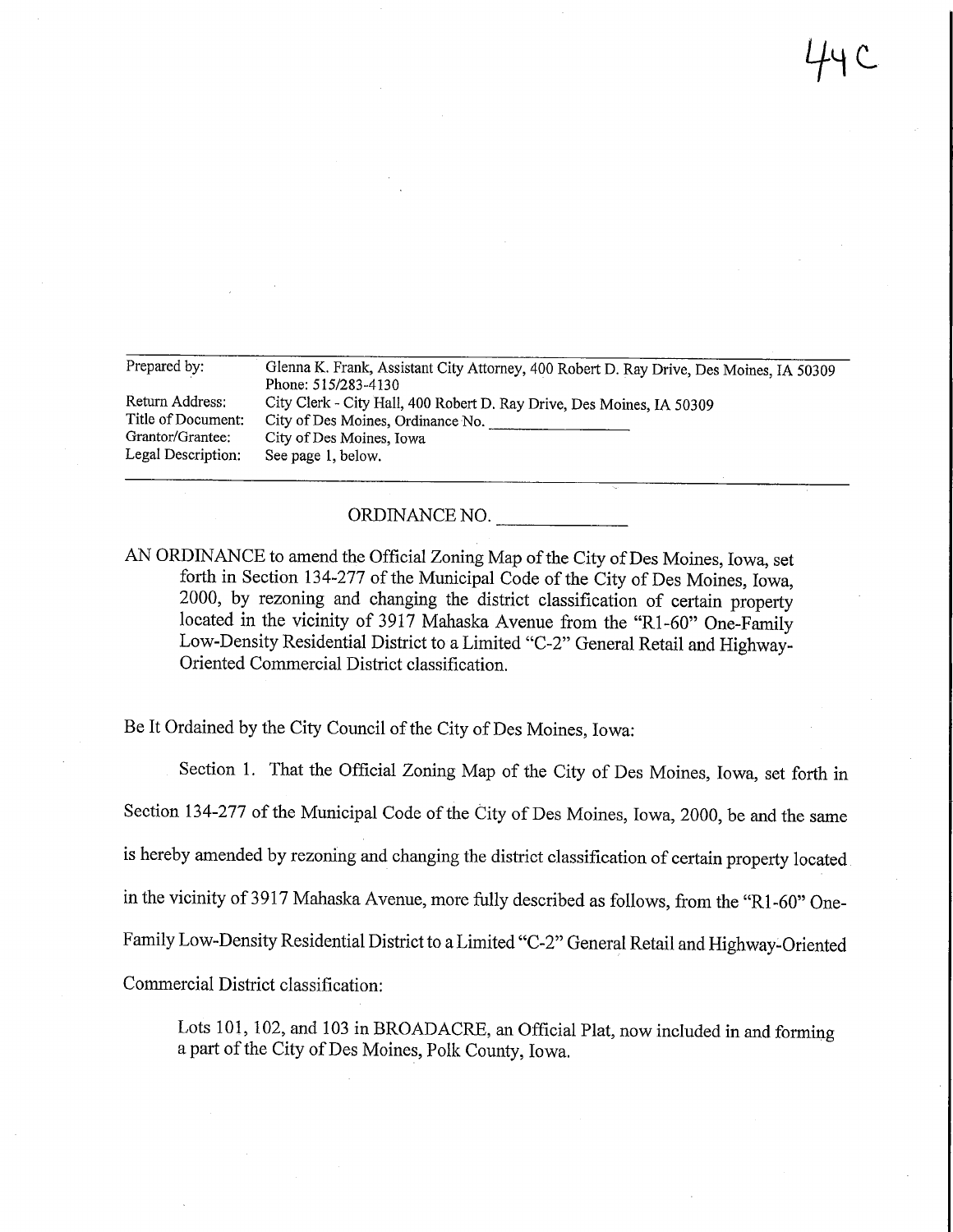44C

| | |
|---|---|
| Prepared by: | Glenna K. Frank, Assistant City Attorney, 400 Robert D. Ray Drive, Des Moines, IA 50309 Phone: 515/283-4130 |
| Return Address: | City Clerk - City Hall, 400 Robert D. Ray Drive, Des Moines, IA 50309 |
| Title of Document: | City of Des Moines, Ordinance No. \_\_\_\_\_\_\_\_\_\_\_\_\_\_\_\_ |
| Grantor/Grantee: | City of Des Moines, Iowa |
| Legal Description: | See page 1, below. |

ORDINANCE NO. \_\_\_\_\_\_\_\_\_\_\_\_\_

AN ORDINANCE to amend the Official Zoning Map of the City of Des Moines, Iowa, set forth in Section 134-277 of the Municipal Code of the City of Des Moines, Iowa, 2000, by rezoning and changing the district classification of certain property located in the vicinity of 3917 Mahaska Avenue from the "R1-60" One-Family Low-Density Residential District to a Limited "C-2" General Retail and Highway-Oriented Commercial District classification.

Be It Ordained by the City Council of the City of Des Moines, Iowa:

Section 1. That the Official Zoning Map of the City of Des Moines, Iowa, set forth in Section 134-277 of the Municipal Code of the City of Des Moines, Iowa, 2000, be and the same is hereby amended by rezoning and changing the district classification of certain property located in the vicinity of 3917 Mahaska Avenue, more fully described as follows, from the "R1-60" One-Family Low-Density Residential District to a Limited "C-2" General Retail and Highway-Oriented Commercial District classification:

> Lots 101, 102, and 103 in BROADACRE, an Official Plat, now included in and forming a part of the City of Des Moines, Polk County, Iowa.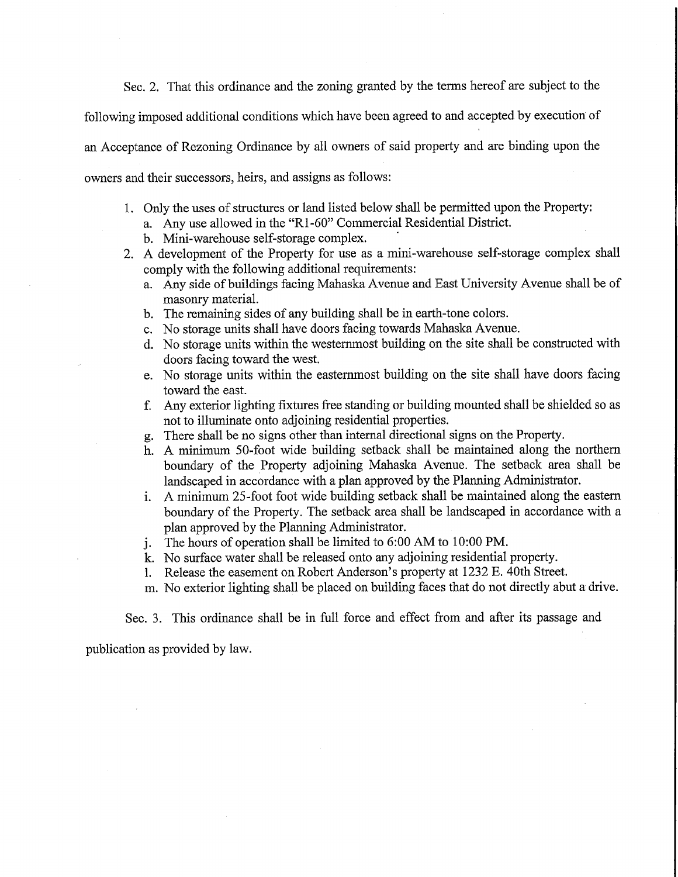Sec. 2. That this ordinance and the zoning granted by the terms hereof are subject to the following imposed additional conditions which have been agreed to and accepted by execution of an Acceptance of Rezoning Ordinance by all owners of said property and are binding upon the owners and their successors, heirs, and assigns as follows:

1. Only the uses of structures or land listed below shall be permitted upon the Property:
   a. Any use allowed in the "R1-60" Commercial Residential District.
   b. Mini-warehouse self-storage complex.
2. A development of the Property for use as a mini-warehouse self-storage complex shall comply with the following additional requirements:
   a. Any side of buildings facing Mahaska Avenue and East University Avenue shall be of masonry material.
   b. The remaining sides of any building shall be in earth-tone colors.
   c. No storage units shall have doors facing towards Mahaska Avenue.
   d. No storage units within the westernmost building on the site shall be constructed with doors facing toward the west.
   e. No storage units within the easternmost building on the site shall have doors facing toward the east.
   f. Any exterior lighting fixtures free standing or building mounted shall be shielded so as not to illuminate onto adjoining residential properties.
   g. There shall be no signs other than internal directional signs on the Property.
   h. A minimum 50-foot wide building setback shall be maintained along the northern boundary of the Property adjoining Mahaska Avenue. The setback area shall be landscaped in accordance with a plan approved by the Planning Administrator.
   i. A minimum 25-foot foot wide building setback shall be maintained along the eastern boundary of the Property. The setback area shall be landscaped in accordance with a plan approved by the Planning Administrator.
   j. The hours of operation shall be limited to 6:00 AM to 10:00 PM.
   k. No surface water shall be released onto any adjoining residential property.
   l. Release the easement on Robert Anderson's property at 1232 E. 40th Street.
   m. No exterior lighting shall be placed on building faces that do not directly abut a drive.

Sec. 3. This ordinance shall be in full force and effect from and after its passage and publication as provided by law.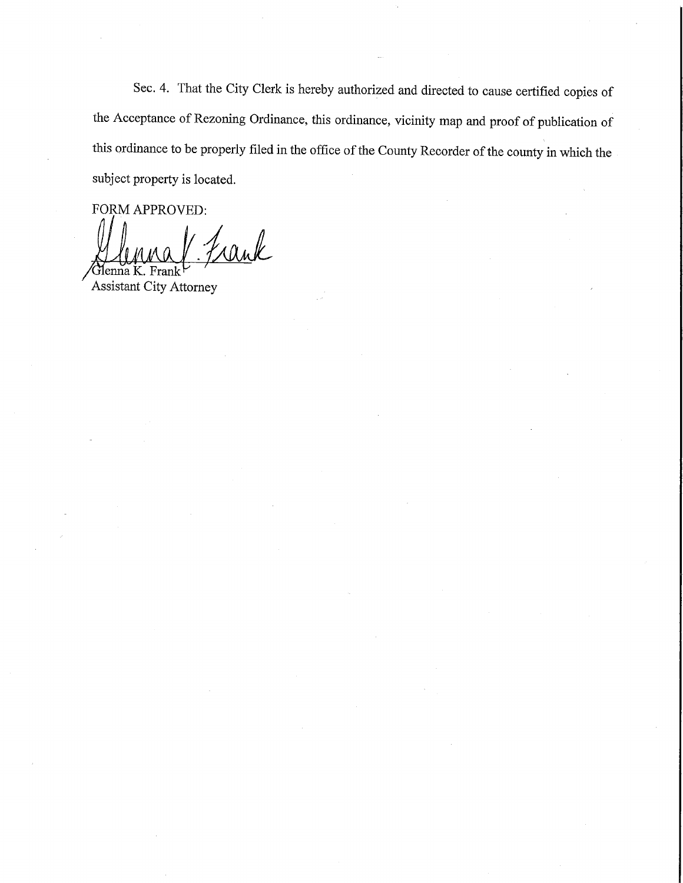Sec. 4. That the City Clerk is hereby authorized and directed to cause certified copies of the Acceptance of Rezoning Ordinance, this ordinance, vicinity map and proof of publication of this ordinance to be properly filed in the office of the County Recorder of the county in which the subject property is located.

FORM APPROVED:

Glenna K. Frank
Assistant City Attorney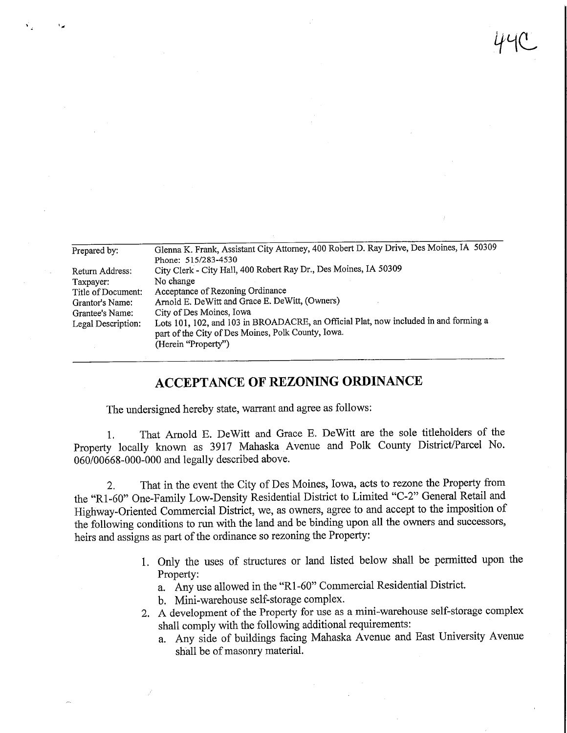44C

| Prepared by: | Glenna K. Frank, Assistant City Attorney, 400 Robert D. Ray Drive, Des Moines, IA 50309 Phone: 515/283-4530 |
|---|---|
| Return Address: | City Clerk - City Hall, 400 Robert Ray Dr., Des Moines, IA 50309 |
| Taxpayer: | No change |
| Title of Document: | Acceptance of Rezoning Ordinance |
| Grantor's Name: | Arnold E. DeWitt and Grace E. DeWitt, (Owners) |
| Grantee's Name: | City of Des Moines, Iowa |
| Legal Description: | Lots 101, 102, and 103 in BROADACRE, an Official Plat, now included in and forming a part of the City of Des Moines, Polk County, Iowa. (Herein "Property") |

## ACCEPTANCE OF REZONING ORDINANCE

The undersigned hereby state, warrant and agree as follows:

1. That Arnold E. DeWitt and Grace E. DeWitt are the sole titleholders of the Property locally known as 3917 Mahaska Avenue and Polk County District/Parcel No. 060/00668-000-000 and legally described above.

2. That in the event the City of Des Moines, Iowa, acts to rezone the Property from the "R1-60" One-Family Low-Density Residential District to Limited "C-2" General Retail and Highway-Oriented Commercial District, we, as owners, agree to and accept to the imposition of the following conditions to run with the land and be binding upon all the owners and successors, heirs and assigns as part of the ordinance so rezoning the Property:

   1. Only the uses of structures or land listed below shall be permitted upon the Property:
      a. Any use allowed in the "R1-60" Commercial Residential District.
      b. Mini-warehouse self-storage complex.
   2. A development of the Property for use as a mini-warehouse self-storage complex shall comply with the following additional requirements:
      a. Any side of buildings facing Mahaska Avenue and East University Avenue shall be of masonry material.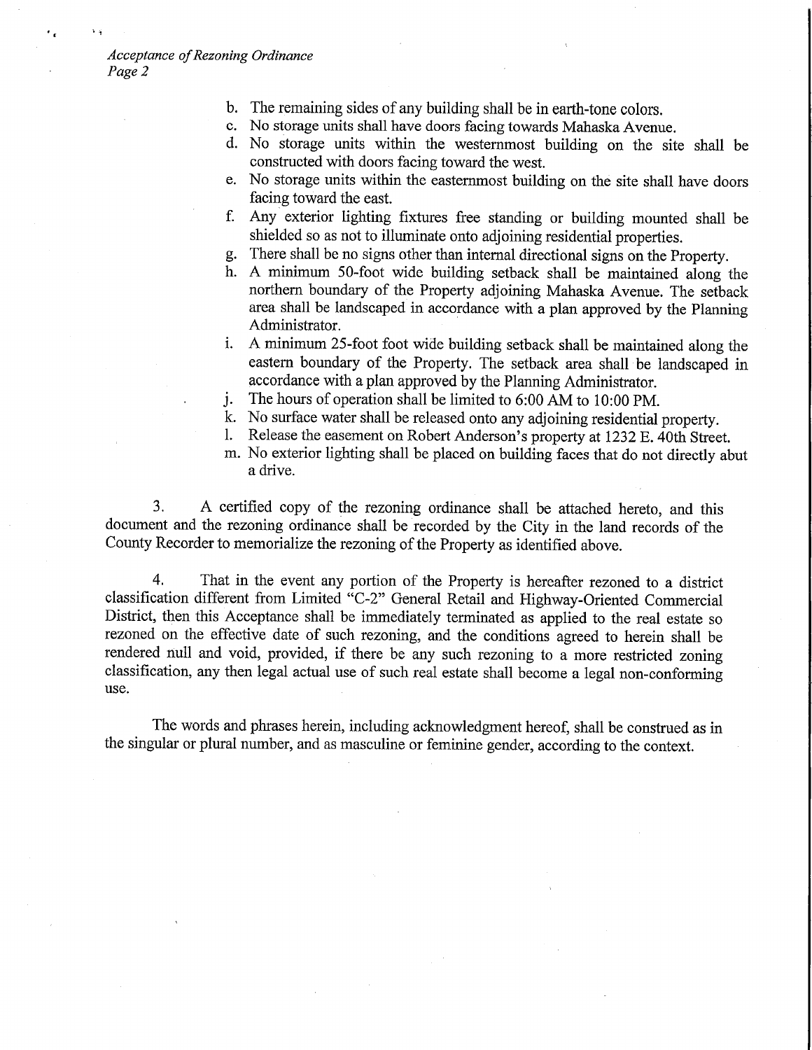b. The remaining sides of any building shall be in earth-tone colors.
c. No storage units shall have doors facing towards Mahaska Avenue.
d. No storage units within the westernmost building on the site shall be constructed with doors facing toward the west.
e. No storage units within the easternmost building on the site shall have doors facing toward the east.
f. Any exterior lighting fixtures free standing or building mounted shall be shielded so as not to illuminate onto adjoining residential properties.
g. There shall be no signs other than internal directional signs on the Property.
h. A minimum 50-foot wide building setback shall be maintained along the northern boundary of the Property adjoining Mahaska Avenue. The setback area shall be landscaped in accordance with a plan approved by the Planning Administrator.
i. A minimum 25-foot foot wide building setback shall be maintained along the eastern boundary of the Property. The setback area shall be landscaped in accordance with a plan approved by the Planning Administrator.
j. The hours of operation shall be limited to 6:00 AM to 10:00 PM.
k. No surface water shall be released onto any adjoining residential property.
l. Release the easement on Robert Anderson's property at 1232 E. 40th Street.
m. No exterior lighting shall be placed on building faces that do not directly abut a drive.

3. A certified copy of the rezoning ordinance shall be attached hereto, and this document and the rezoning ordinance shall be recorded by the City in the land records of the County Recorder to memorialize the rezoning of the Property as identified above.

4. That in the event any portion of the Property is hereafter rezoned to a district classification different from Limited "C-2" General Retail and Highway-Oriented Commercial District, then this Acceptance shall be immediately terminated as applied to the real estate so rezoned on the effective date of such rezoning, and the conditions agreed to herein shall be rendered null and void, provided, if there be any such rezoning to a more restricted zoning classification, any then legal actual use of such real estate shall become a legal non-conforming use.

The words and phrases herein, including acknowledgment hereof, shall be construed as in the singular or plural number, and as masculine or feminine gender, according to the context.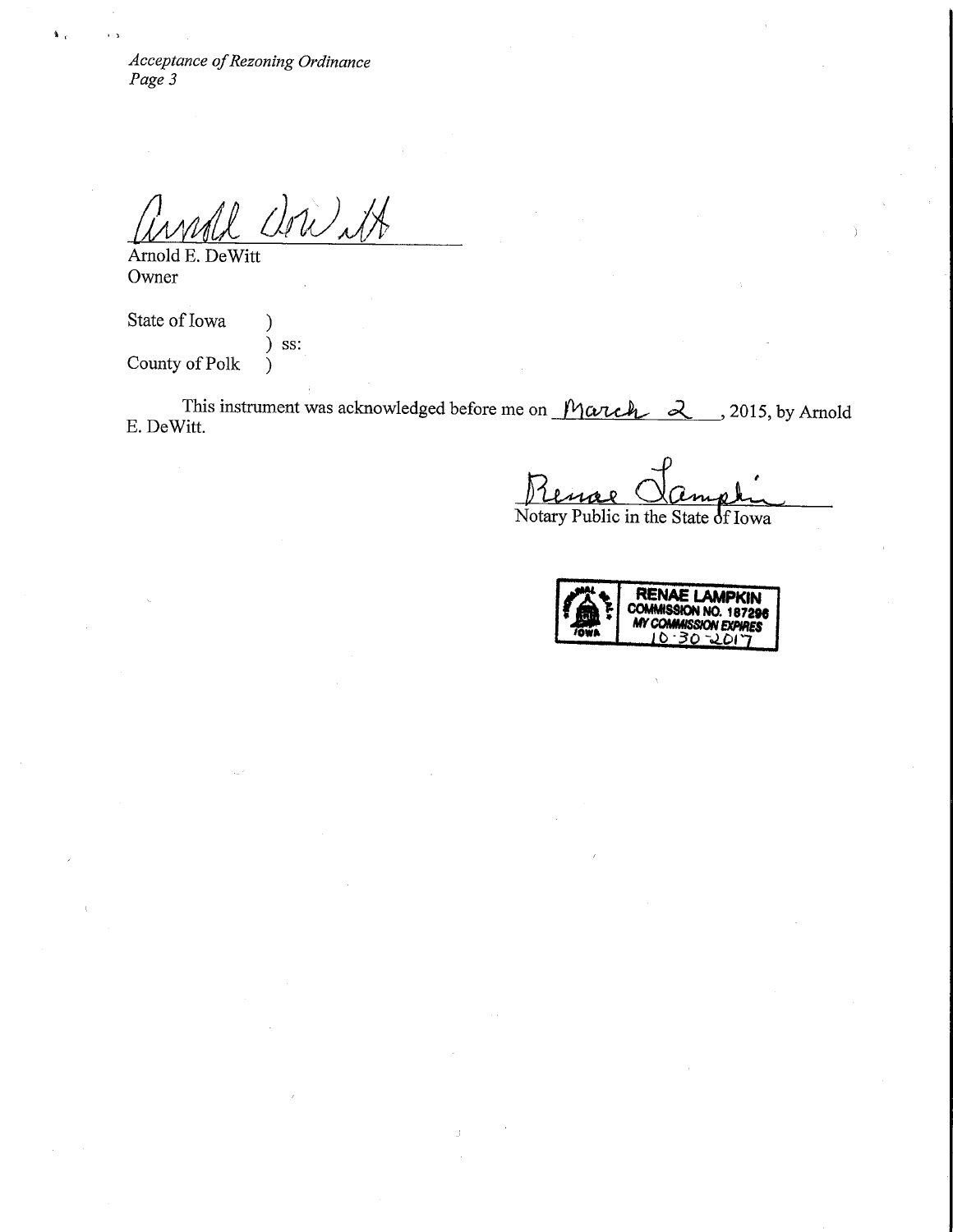*Acceptance of Rezoning Ordinance*
*Page 3*

Arnold E. DeWitt
Owner

State of Iowa )
) ss:
County of Polk )

This instrument was acknowledged before me on March 2, 2015, by Arnold E. DeWitt.

Notary Public in the State of Iowa

RENAE LAMPKIN
COMMISSION NO. 187296
MY COMMISSION EXPIRES
10-30-2017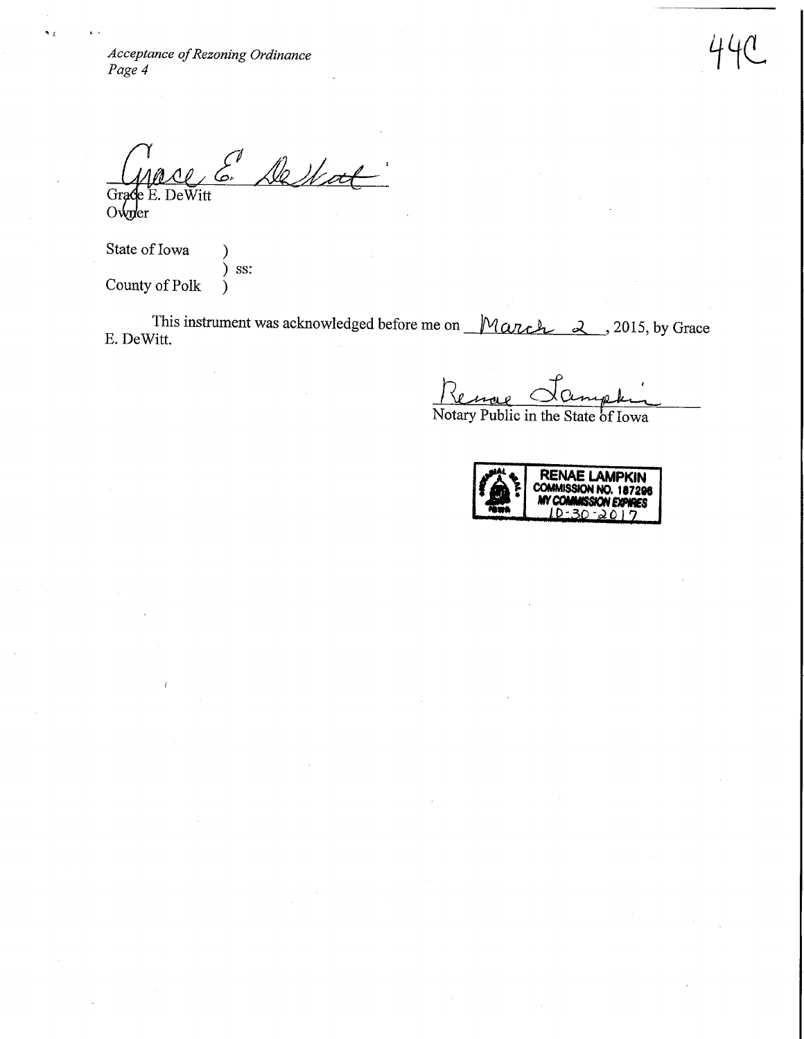Grace E. DeWitt

Grace E. DeWitt
Owner

State of Iowa )
) ss:
County of Polk )

This instrument was acknowledged before me on March 2, 2015, by Grace E. DeWitt.

Renae Lampkin

Notary Public in the State of Iowa

RENAE LAMPKIN
COMMISSION NO. 187296
MY COMMISSION EXPIRES
10-30-2017